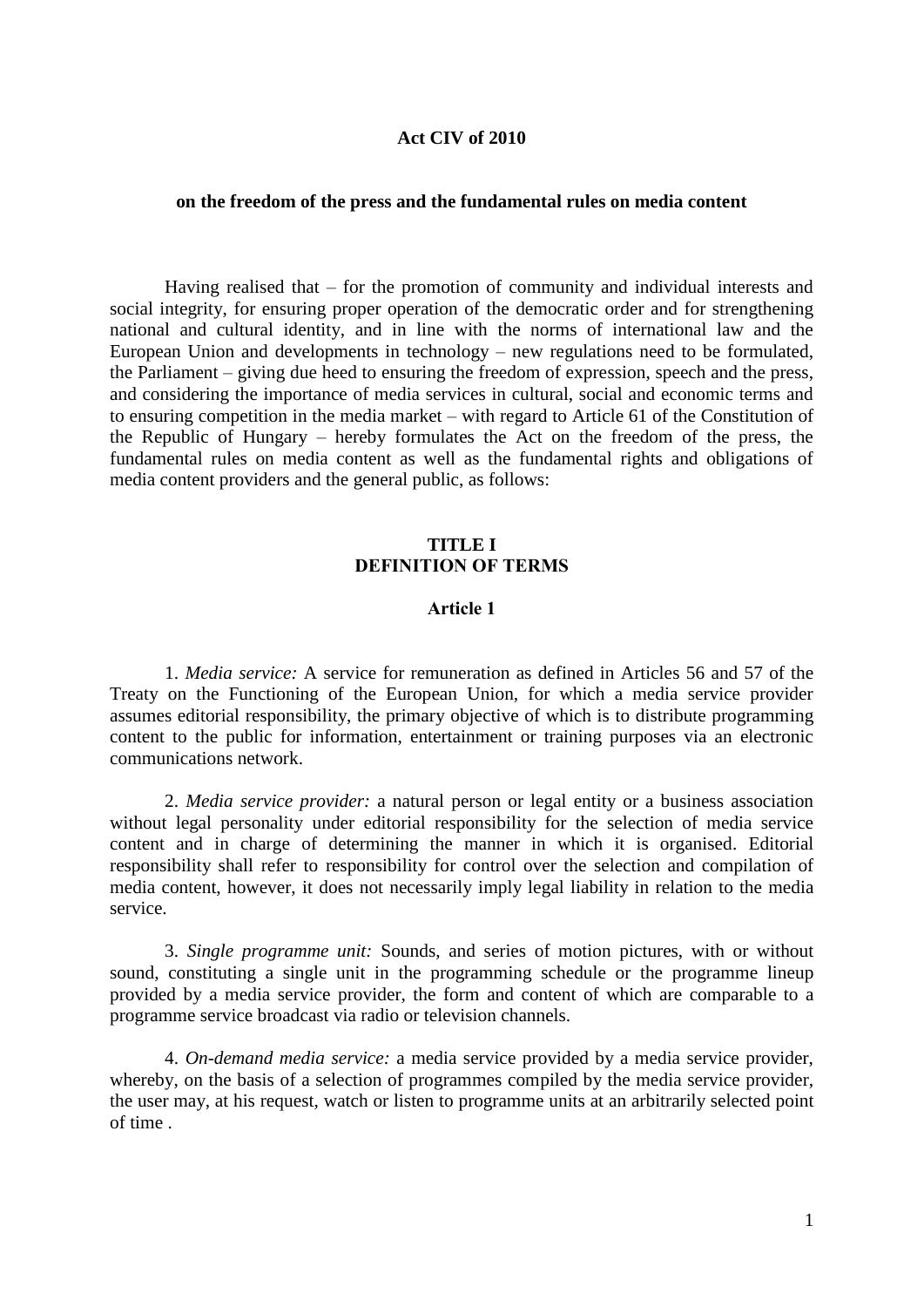# Act CIV of 2010

## on the freedom of the press and the fundamental rules on media content

Having realised that – for the promotion of community and individual interests and social integrity, for ensuring proper operation of the democratic order and for strengthening national and cultural identity, and in line with the norms of international law and the European Union and developments in technology – new regulations need to be formulated, the Parliament – giving due heed to ensuring the freedom of expression, speech and the press, and considering the importance of media services in cultural, social and economic terms and to ensuring competition in the media market – with regard to Article 61 of the Constitution of the Republic of Hungary – hereby formulates the Act on the freedom of the press, the fundamental rules on media content as well as the fundamental rights and obligations of media content providers and the general public, as follows:

## TITLE I
## DEFINITION OF TERMS

### Article 1

1. *Media service:* A service for remuneration as defined in Articles 56 and 57 of the Treaty on the Functioning of the European Union, for which a media service provider assumes editorial responsibility, the primary objective of which is to distribute programming content to the public for information, entertainment or training purposes via an electronic communications network.

2. *Media service provider:* a natural person or legal entity or a business association without legal personality under editorial responsibility for the selection of media service content and in charge of determining the manner in which it is organised. Editorial responsibility shall refer to responsibility for control over the selection and compilation of media content, however, it does not necessarily imply legal liability in relation to the media service.

3. *Single programme unit:* Sounds, and series of motion pictures, with or without sound, constituting a single unit in the programming schedule or the programme lineup provided by a media service provider, the form and content of which are comparable to a programme service broadcast via radio or television channels.

4. *On-demand media service:* a media service provided by a media service provider, whereby, on the basis of a selection of programmes compiled by the media service provider, the user may, at his request, watch or listen to programme units at an arbitrarily selected point of time .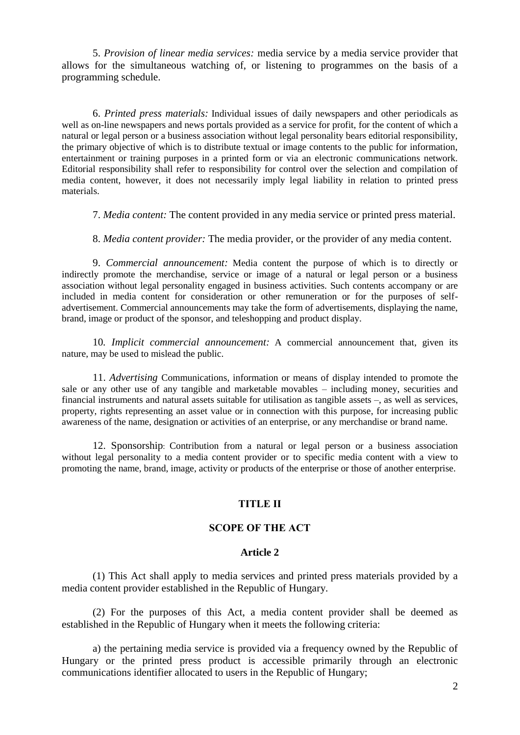5. *Provision of linear media services:* media service by a media service provider that allows for the simultaneous watching of, or listening to programmes on the basis of a programming schedule.

6. *Printed press materials:* Individual issues of daily newspapers and other periodicals as well as on-line newspapers and news portals provided as a service for profit, for the content of which a natural or legal person or a business association without legal personality bears editorial responsibility, the primary objective of which is to distribute textual or image contents to the public for information, entertainment or training purposes in a printed form or via an electronic communications network. Editorial responsibility shall refer to responsibility for control over the selection and compilation of media content, however, it does not necessarily imply legal liability in relation to printed press materials.

7. *Media content:* The content provided in any media service or printed press material.

8. *Media content provider:* The media provider, or the provider of any media content.

9. *Commercial announcement:* Media content the purpose of which is to directly or indirectly promote the merchandise, service or image of a natural or legal person or a business association without legal personality engaged in business activities. Such contents accompany or are included in media content for consideration or other remuneration or for the purposes of self-advertisement. Commercial announcements may take the form of advertisements, displaying the name, brand, image or product of the sponsor, and teleshopping and product display.

10. *Implicit commercial announcement:* A commercial announcement that, given its nature, may be used to mislead the public.

11. *Advertising* Communications, information or means of display intended to promote the sale or any other use of any tangible and marketable movables – including money, securities and financial instruments and natural assets suitable for utilisation as tangible assets –, as well as services, property, rights representing an asset value or in connection with this purpose, for increasing public awareness of the name, designation or activities of an enterprise, or any merchandise or brand name.

12. Sponsorship: Contribution from a natural or legal person or a business association without legal personality to a media content provider or to specific media content with a view to promoting the name, brand, image, activity or products of the enterprise or those of another enterprise.

## TITLE II

## SCOPE OF THE ACT

### Article 2

(1) This Act shall apply to media services and printed press materials provided by a media content provider established in the Republic of Hungary.

(2) For the purposes of this Act, a media content provider shall be deemed as established in the Republic of Hungary when it meets the following criteria:

a) the pertaining media service is provided via a frequency owned by the Republic of Hungary or the printed press product is accessible primarily through an electronic communications identifier allocated to users in the Republic of Hungary;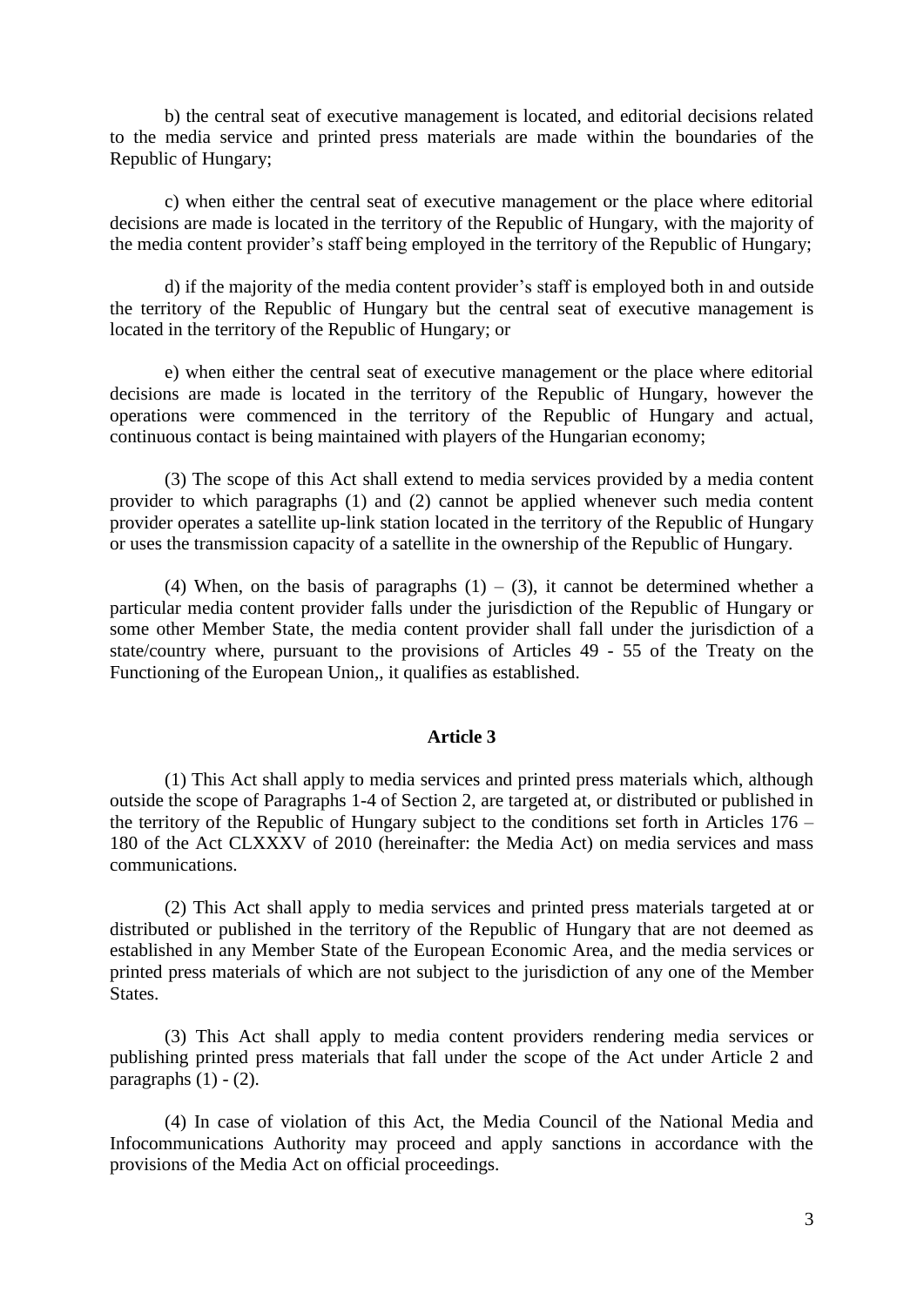b) the central seat of executive management is located, and editorial decisions related to the media service and printed press materials are made within the boundaries of the Republic of Hungary;

c) when either the central seat of executive management or the place where editorial decisions are made is located in the territory of the Republic of Hungary, with the majority of the media content provider's staff being employed in the territory of the Republic of Hungary;

d) if the majority of the media content provider's staff is employed both in and outside the territory of the Republic of Hungary but the central seat of executive management is located in the territory of the Republic of Hungary; or

e) when either the central seat of executive management or the place where editorial decisions are made is located in the territory of the Republic of Hungary, however the operations were commenced in the territory of the Republic of Hungary and actual, continuous contact is being maintained with players of the Hungarian economy;

(3) The scope of this Act shall extend to media services provided by a media content provider to which paragraphs (1) and (2) cannot be applied whenever such media content provider operates a satellite up-link station located in the territory of the Republic of Hungary or uses the transmission capacity of a satellite in the ownership of the Republic of Hungary.

(4) When, on the basis of paragraphs (1) – (3), it cannot be determined whether a particular media content provider falls under the jurisdiction of the Republic of Hungary or some other Member State, the media content provider shall fall under the jurisdiction of a state/country where, pursuant to the provisions of Articles 49 - 55 of the Treaty on the Functioning of the European Union,, it qualifies as established.

### Article 3

(1) This Act shall apply to media services and printed press materials which, although outside the scope of Paragraphs 1-4 of Section 2, are targeted at, or distributed or published in the territory of the Republic of Hungary subject to the conditions set forth in Articles 176 – 180 of the Act CLXXXV of 2010 (hereinafter: the Media Act) on media services and mass communications.

(2) This Act shall apply to media services and printed press materials targeted at or distributed or published in the territory of the Republic of Hungary that are not deemed as established in any Member State of the European Economic Area, and the media services or printed press materials of which are not subject to the jurisdiction of any one of the Member States.

(3) This Act shall apply to media content providers rendering media services or publishing printed press materials that fall under the scope of the Act under Article 2 and paragraphs (1) - (2).

(4) In case of violation of this Act, the Media Council of the National Media and Infocommunications Authority may proceed and apply sanctions in accordance with the provisions of the Media Act on official proceedings.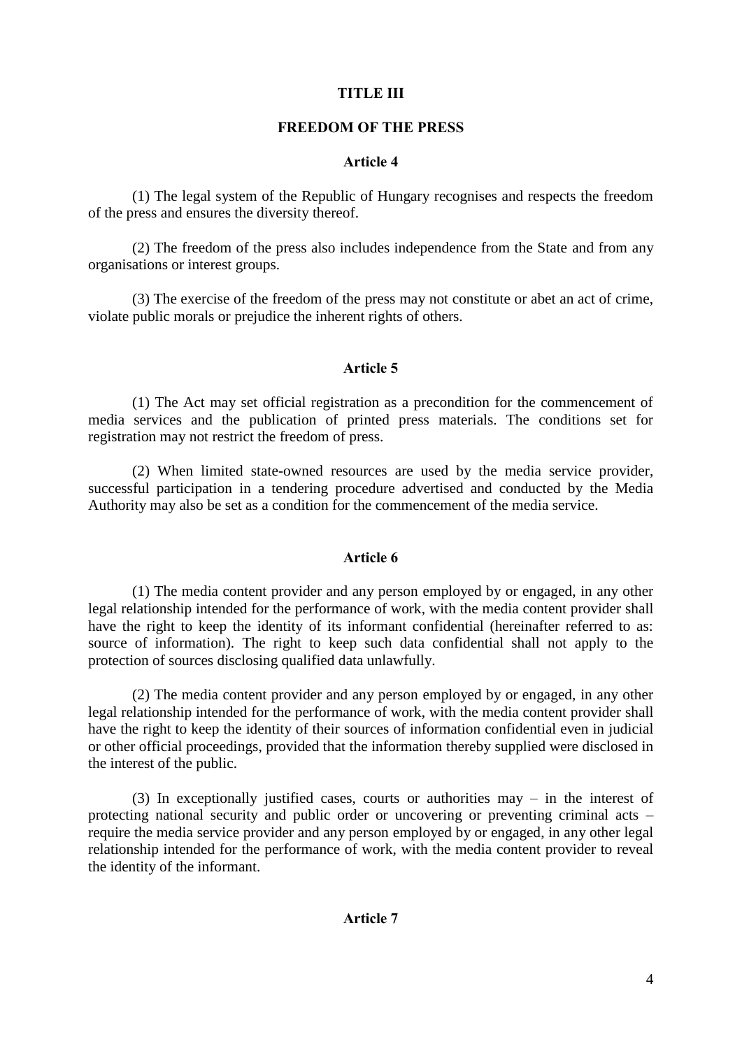## TITLE III

## FREEDOM OF THE PRESS

### Article 4

(1) The legal system of the Republic of Hungary recognises and respects the freedom of the press and ensures the diversity thereof.

(2) The freedom of the press also includes independence from the State and from any organisations or interest groups.

(3) The exercise of the freedom of the press may not constitute or abet an act of crime, violate public morals or prejudice the inherent rights of others.

### Article 5

(1) The Act may set official registration as a precondition for the commencement of media services and the publication of printed press materials. The conditions set for registration may not restrict the freedom of press.

(2) When limited state-owned resources are used by the media service provider, successful participation in a tendering procedure advertised and conducted by the Media Authority may also be set as a condition for the commencement of the media service.

### Article 6

(1) The media content provider and any person employed by or engaged, in any other legal relationship intended for the performance of work, with the media content provider shall have the right to keep the identity of its informant confidential (hereinafter referred to as: source of information). The right to keep such data confidential shall not apply to the protection of sources disclosing qualified data unlawfully.

(2) The media content provider and any person employed by or engaged, in any other legal relationship intended for the performance of work, with the media content provider shall have the right to keep the identity of their sources of information confidential even in judicial or other official proceedings, provided that the information thereby supplied were disclosed in the interest of the public.

(3) In exceptionally justified cases, courts or authorities may – in the interest of protecting national security and public order or uncovering or preventing criminal acts – require the media service provider and any person employed by or engaged, in any other legal relationship intended for the performance of work, with the media content provider to reveal the identity of the informant.

### Article 7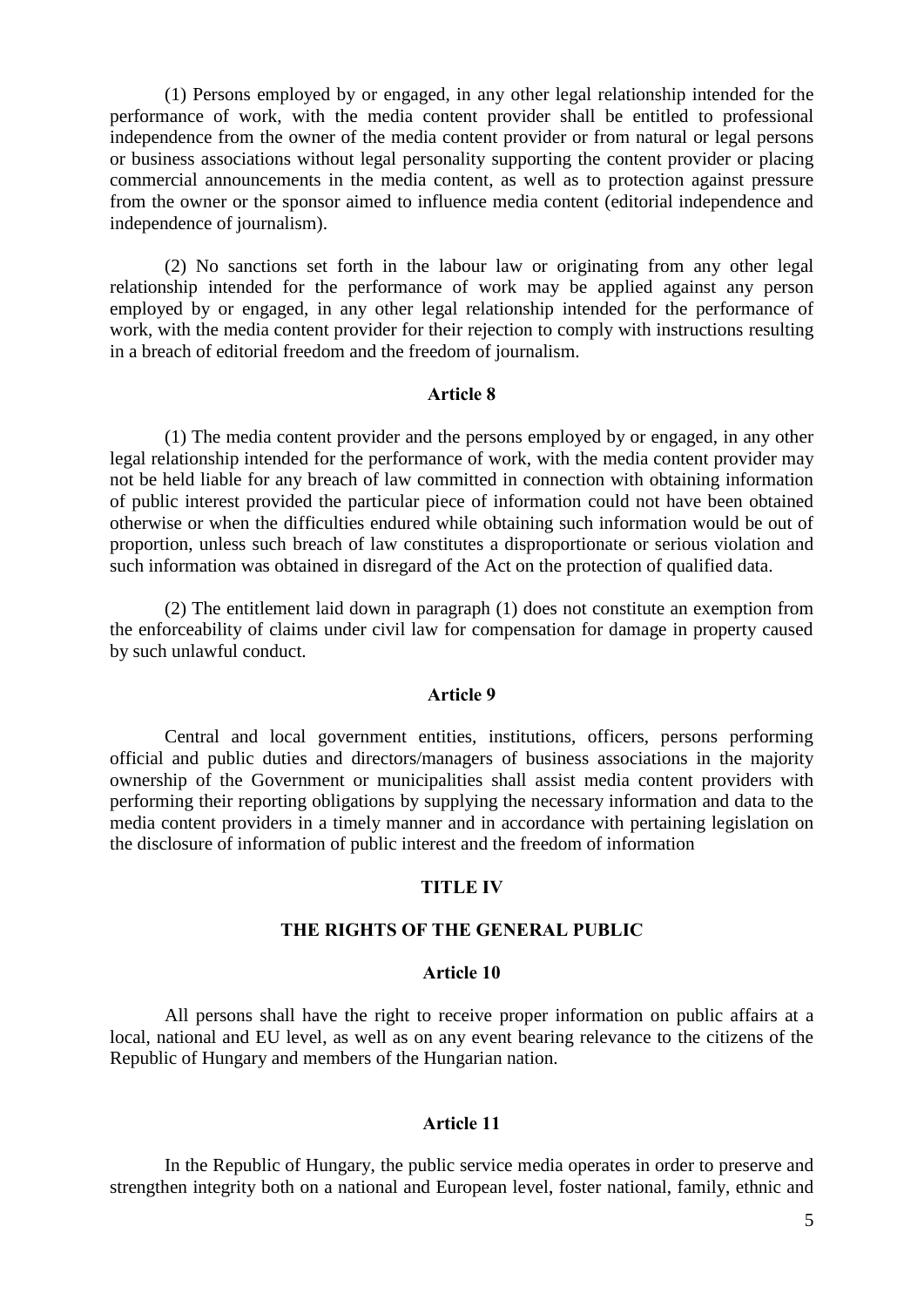(1) Persons employed by or engaged, in any other legal relationship intended for the performance of work, with the media content provider shall be entitled to professional independence from the owner of the media content provider or from natural or legal persons or business associations without legal personality supporting the content provider or placing commercial announcements in the media content, as well as to protection against pressure from the owner or the sponsor aimed to influence media content (editorial independence and independence of journalism).

(2) No sanctions set forth in the labour law or originating from any other legal relationship intended for the performance of work may be applied against any person employed by or engaged, in any other legal relationship intended for the performance of work, with the media content provider for their rejection to comply with instructions resulting in a breach of editorial freedom and the freedom of journalism.

**Article 8**

(1) The media content provider and the persons employed by or engaged, in any other legal relationship intended for the performance of work, with the media content provider may not be held liable for any breach of law committed in connection with obtaining information of public interest provided the particular piece of information could not have been obtained otherwise or when the difficulties endured while obtaining such information would be out of proportion, unless such breach of law constitutes a disproportionate or serious violation and such information was obtained in disregard of the Act on the protection of qualified data.

(2) The entitlement laid down in paragraph (1) does not constitute an exemption from the enforceability of claims under civil law for compensation for damage in property caused by such unlawful conduct.

**Article 9**

Central and local government entities, institutions, officers, persons performing official and public duties and directors/managers of business associations in the majority ownership of the Government or municipalities shall assist media content providers with performing their reporting obligations by supplying the necessary information and data to the media content providers in a timely manner and in accordance with pertaining legislation on the disclosure of information of public interest and the freedom of information

## TITLE IV

## THE RIGHTS OF THE GENERAL PUBLIC

**Article 10**

All persons shall have the right to receive proper information on public affairs at a local, national and EU level, as well as on any event bearing relevance to the citizens of the Republic of Hungary and members of the Hungarian nation.

**Article 11**

In the Republic of Hungary, the public service media operates in order to preserve and strengthen integrity both on a national and European level, foster national, family, ethnic and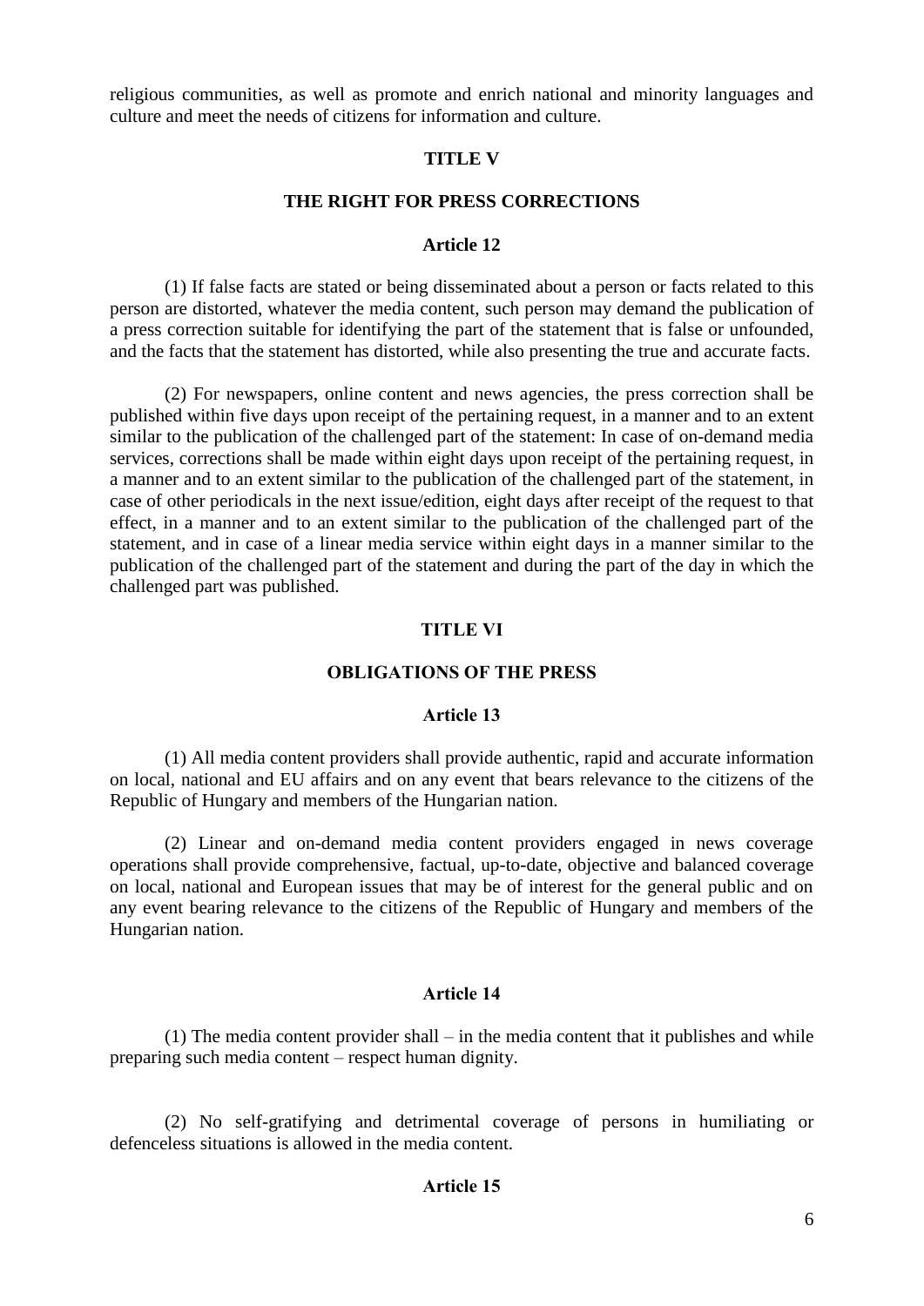religious communities, as well as promote and enrich national and minority languages and culture and meet the needs of citizens for information and culture.

## TITLE V

## THE RIGHT FOR PRESS CORRECTIONS

### Article 12

(1) If false facts are stated or being disseminated about a person or facts related to this person are distorted, whatever the media content, such person may demand the publication of a press correction suitable for identifying the part of the statement that is false or unfounded, and the facts that the statement has distorted, while also presenting the true and accurate facts.

(2) For newspapers, online content and news agencies, the press correction shall be published within five days upon receipt of the pertaining request, in a manner and to an extent similar to the publication of the challenged part of the statement: In case of on-demand media services, corrections shall be made within eight days upon receipt of the pertaining request, in a manner and to an extent similar to the publication of the challenged part of the statement, in case of other periodicals in the next issue/edition, eight days after receipt of the request to that effect, in a manner and to an extent similar to the publication of the challenged part of the statement, and in case of a linear media service within eight days in a manner similar to the publication of the challenged part of the statement and during the part of the day in which the challenged part was published.

## TITLE VI

## OBLIGATIONS OF THE PRESS

### Article 13

(1) All media content providers shall provide authentic, rapid and accurate information on local, national and EU affairs and on any event that bears relevance to the citizens of the Republic of Hungary and members of the Hungarian nation.

(2) Linear and on-demand media content providers engaged in news coverage operations shall provide comprehensive, factual, up-to-date, objective and balanced coverage on local, national and European issues that may be of interest for the general public and on any event bearing relevance to the citizens of the Republic of Hungary and members of the Hungarian nation.

### Article 14

(1) The media content provider shall – in the media content that it publishes and while preparing such media content – respect human dignity.

(2) No self-gratifying and detrimental coverage of persons in humiliating or defenceless situations is allowed in the media content.

### Article 15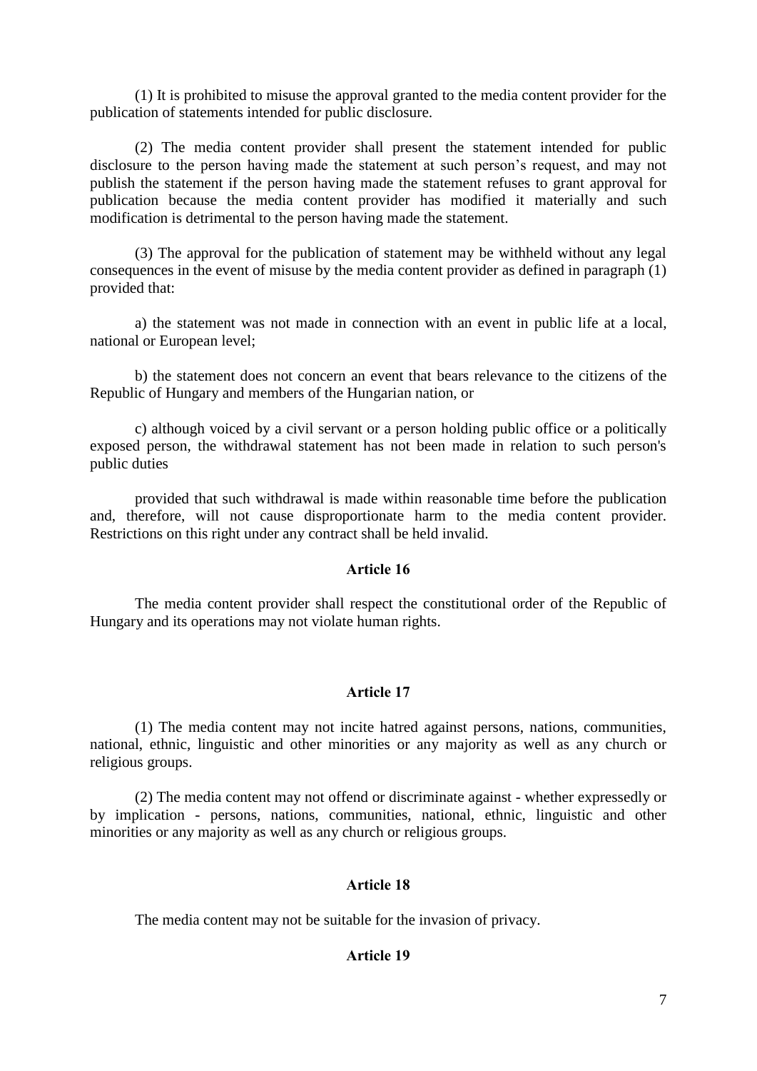(1) It is prohibited to misuse the approval granted to the media content provider for the publication of statements intended for public disclosure.

(2) The media content provider shall present the statement intended for public disclosure to the person having made the statement at such person's request, and may not publish the statement if the person having made the statement refuses to grant approval for publication because the media content provider has modified it materially and such modification is detrimental to the person having made the statement.

(3) The approval for the publication of statement may be withheld without any legal consequences in the event of misuse by the media content provider as defined in paragraph (1) provided that:

a) the statement was not made in connection with an event in public life at a local, national or European level;

b) the statement does not concern an event that bears relevance to the citizens of the Republic of Hungary and members of the Hungarian nation, or

c) although voiced by a civil servant or a person holding public office or a politically exposed person, the withdrawal statement has not been made in relation to such person's public duties

provided that such withdrawal is made within reasonable time before the publication and, therefore, will not cause disproportionate harm to the media content provider. Restrictions on this right under any contract shall be held invalid.

### Article 16

The media content provider shall respect the constitutional order of the Republic of Hungary and its operations may not violate human rights.

### Article 17

(1) The media content may not incite hatred against persons, nations, communities, national, ethnic, linguistic and other minorities or any majority as well as any church or religious groups.

(2) The media content may not offend or discriminate against - whether expressedly or by implication - persons, nations, communities, national, ethnic, linguistic and other minorities or any majority as well as any church or religious groups.

### Article 18

The media content may not be suitable for the invasion of privacy.

### Article 19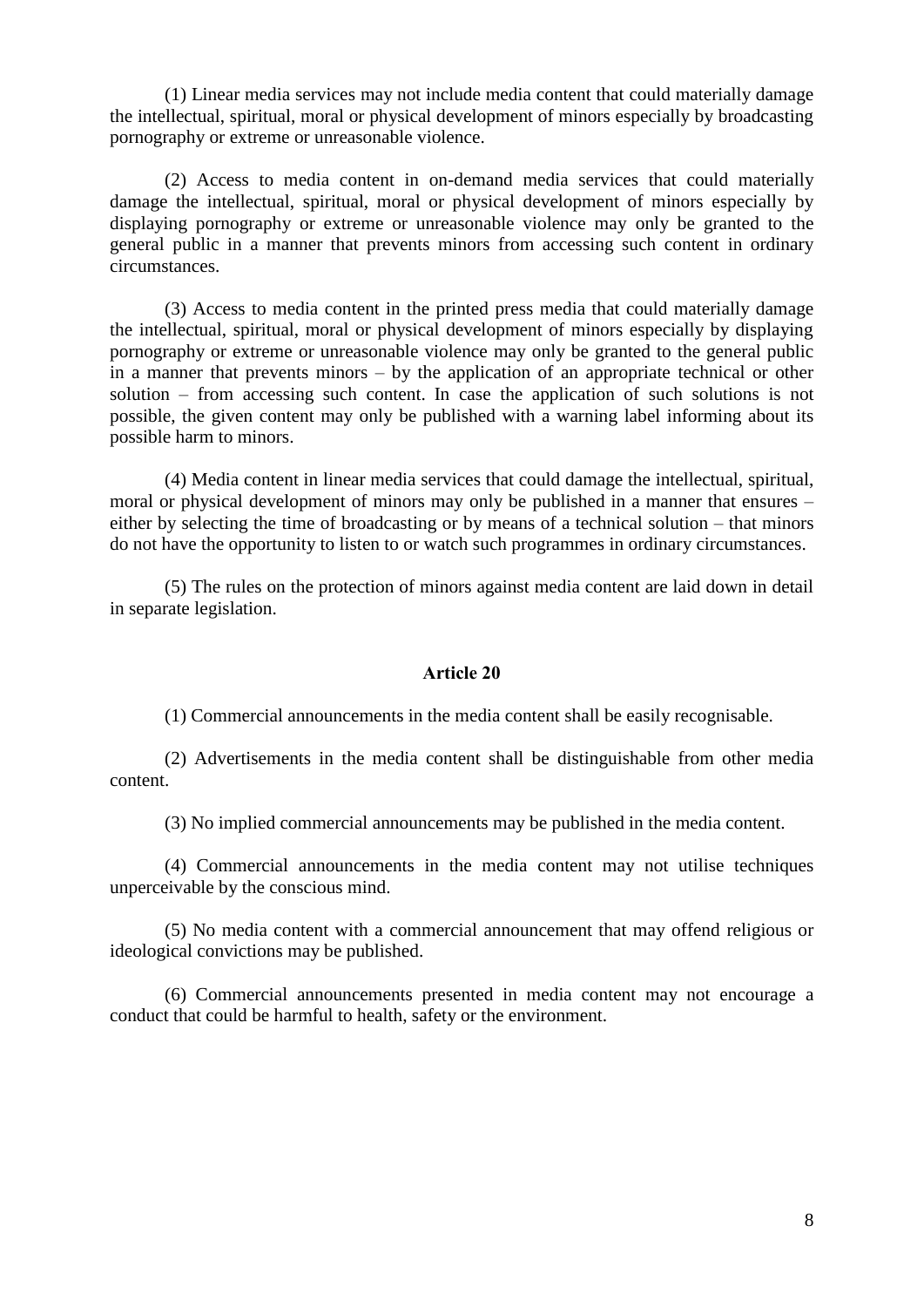(1) Linear media services may not include media content that could materially damage the intellectual, spiritual, moral or physical development of minors especially by broadcasting pornography or extreme or unreasonable violence.

(2) Access to media content in on-demand media services that could materially damage the intellectual, spiritual, moral or physical development of minors especially by displaying pornography or extreme or unreasonable violence may only be granted to the general public in a manner that prevents minors from accessing such content in ordinary circumstances.

(3) Access to media content in the printed press media that could materially damage the intellectual, spiritual, moral or physical development of minors especially by displaying pornography or extreme or unreasonable violence may only be granted to the general public in a manner that prevents minors – by the application of an appropriate technical or other solution – from accessing such content. In case the application of such solutions is not possible, the given content may only be published with a warning label informing about its possible harm to minors.

(4) Media content in linear media services that could damage the intellectual, spiritual, moral or physical development of minors may only be published in a manner that ensures – either by selecting the time of broadcasting or by means of a technical solution – that minors do not have the opportunity to listen to or watch such programmes in ordinary circumstances.

(5) The rules on the protection of minors against media content are laid down in detail in separate legislation.

### Article 20

(1) Commercial announcements in the media content shall be easily recognisable.

(2) Advertisements in the media content shall be distinguishable from other media content.

(3) No implied commercial announcements may be published in the media content.

(4) Commercial announcements in the media content may not utilise techniques unperceivable by the conscious mind.

(5) No media content with a commercial announcement that may offend religious or ideological convictions may be published.

(6) Commercial announcements presented in media content may not encourage a conduct that could be harmful to health, safety or the environment.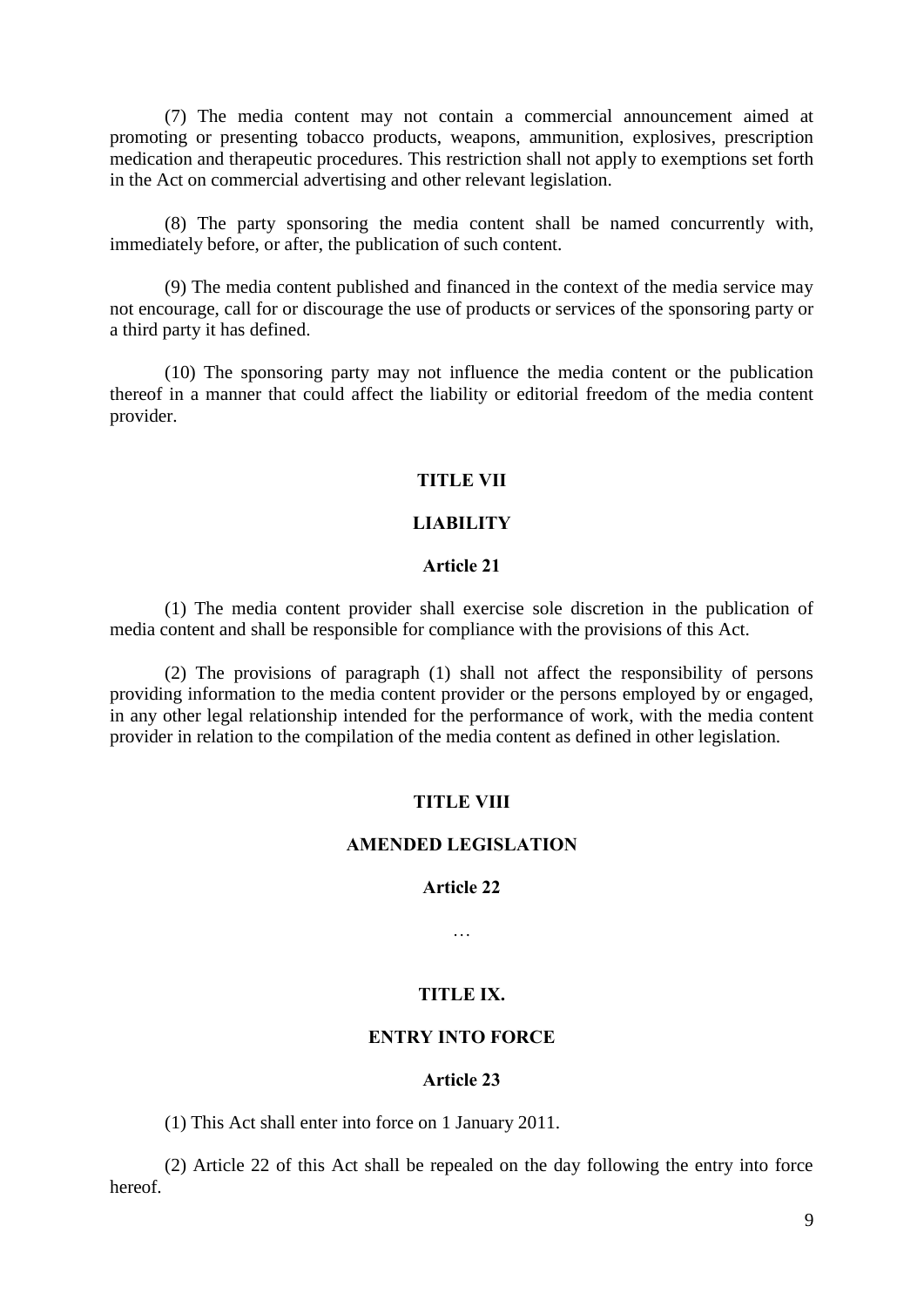(7) The media content may not contain a commercial announcement aimed at promoting or presenting tobacco products, weapons, ammunition, explosives, prescription medication and therapeutic procedures. This restriction shall not apply to exemptions set forth in the Act on commercial advertising and other relevant legislation.

(8) The party sponsoring the media content shall be named concurrently with, immediately before, or after, the publication of such content.

(9) The media content published and financed in the context of the media service may not encourage, call for or discourage the use of products or services of the sponsoring party or a third party it has defined.

(10) The sponsoring party may not influence the media content or the publication thereof in a manner that could affect the liability or editorial freedom of the media content provider.

## TITLE VII

## LIABILITY

### Article 21

(1) The media content provider shall exercise sole discretion in the publication of media content and shall be responsible for compliance with the provisions of this Act.

(2) The provisions of paragraph (1) shall not affect the responsibility of persons providing information to the media content provider or the persons employed by or engaged, in any other legal relationship intended for the performance of work, with the media content provider in relation to the compilation of the media content as defined in other legislation.

## TITLE VIII

## AMENDED LEGISLATION

### Article 22

…

## TITLE IX.

## ENTRY INTO FORCE

### Article 23

(1) This Act shall enter into force on 1 January 2011.

(2) Article 22 of this Act shall be repealed on the day following the entry into force hereof.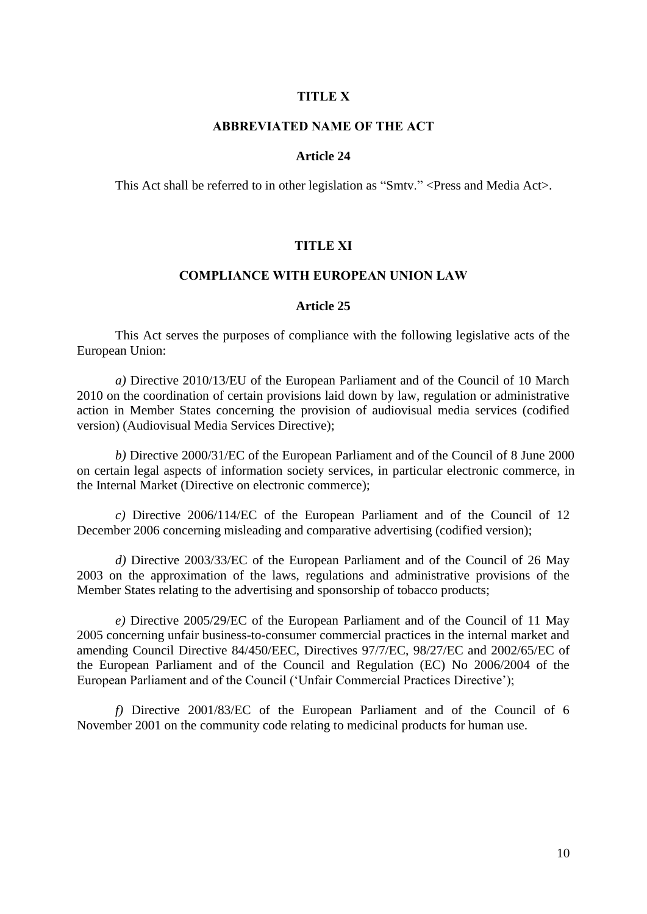## TITLE X

### ABBREVIATED NAME OF THE ACT

#### Article 24

This Act shall be referred to in other legislation as "Smtv." <Press and Media Act>.

## TITLE XI

### COMPLIANCE WITH EUROPEAN UNION LAW

#### Article 25

This Act serves the purposes of compliance with the following legislative acts of the European Union:

*a)* Directive 2010/13/EU of the European Parliament and of the Council of 10 March 2010 on the coordination of certain provisions laid down by law, regulation or administrative action in Member States concerning the provision of audiovisual media services (codified version) (Audiovisual Media Services Directive);

*b)* Directive 2000/31/EC of the European Parliament and of the Council of 8 June 2000 on certain legal aspects of information society services, in particular electronic commerce, in the Internal Market (Directive on electronic commerce);

*c)* Directive 2006/114/EC of the European Parliament and of the Council of 12 December 2006 concerning misleading and comparative advertising (codified version);

*d)* Directive 2003/33/EC of the European Parliament and of the Council of 26 May 2003 on the approximation of the laws, regulations and administrative provisions of the Member States relating to the advertising and sponsorship of tobacco products;

*e)* Directive 2005/29/EC of the European Parliament and of the Council of 11 May 2005 concerning unfair business-to-consumer commercial practices in the internal market and amending Council Directive 84/450/EEC, Directives 97/7/EC, 98/27/EC and 2002/65/EC of the European Parliament and of the Council and Regulation (EC) No 2006/2004 of the European Parliament and of the Council ('Unfair Commercial Practices Directive');

*f)* Directive 2001/83/EC of the European Parliament and of the Council of 6 November 2001 on the community code relating to medicinal products for human use.